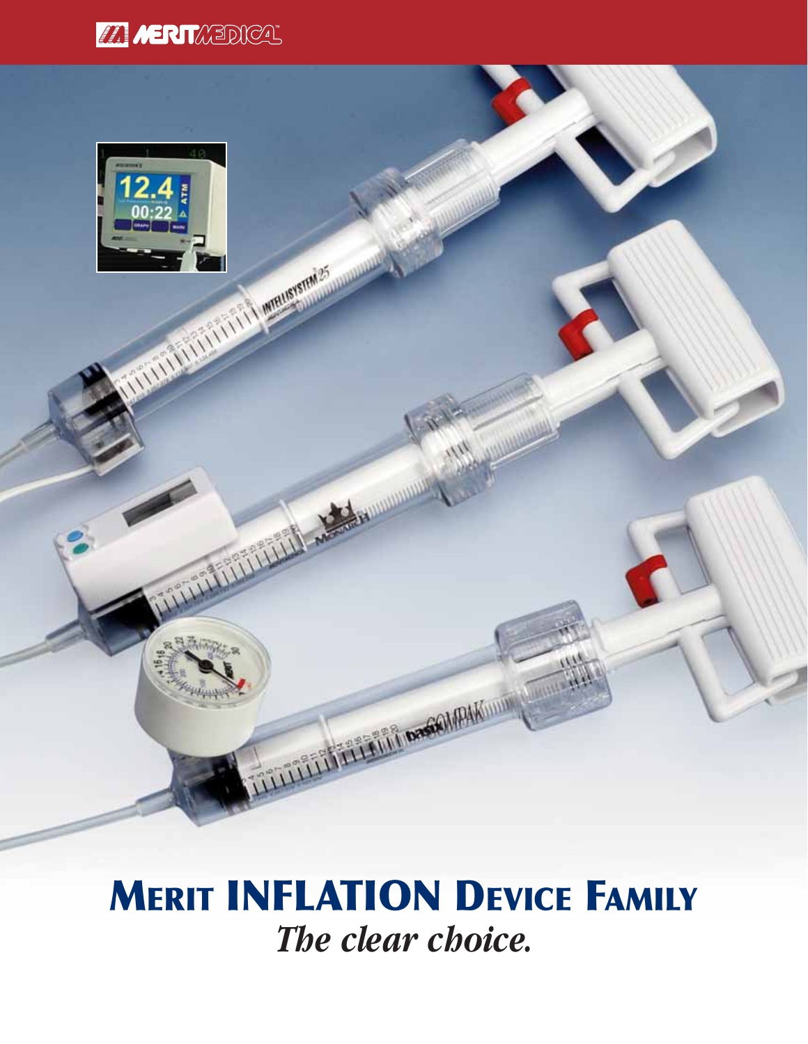MERIT MEDICAL

# MERIT INFLATION DEVICE FAMILY

*The clear choice.*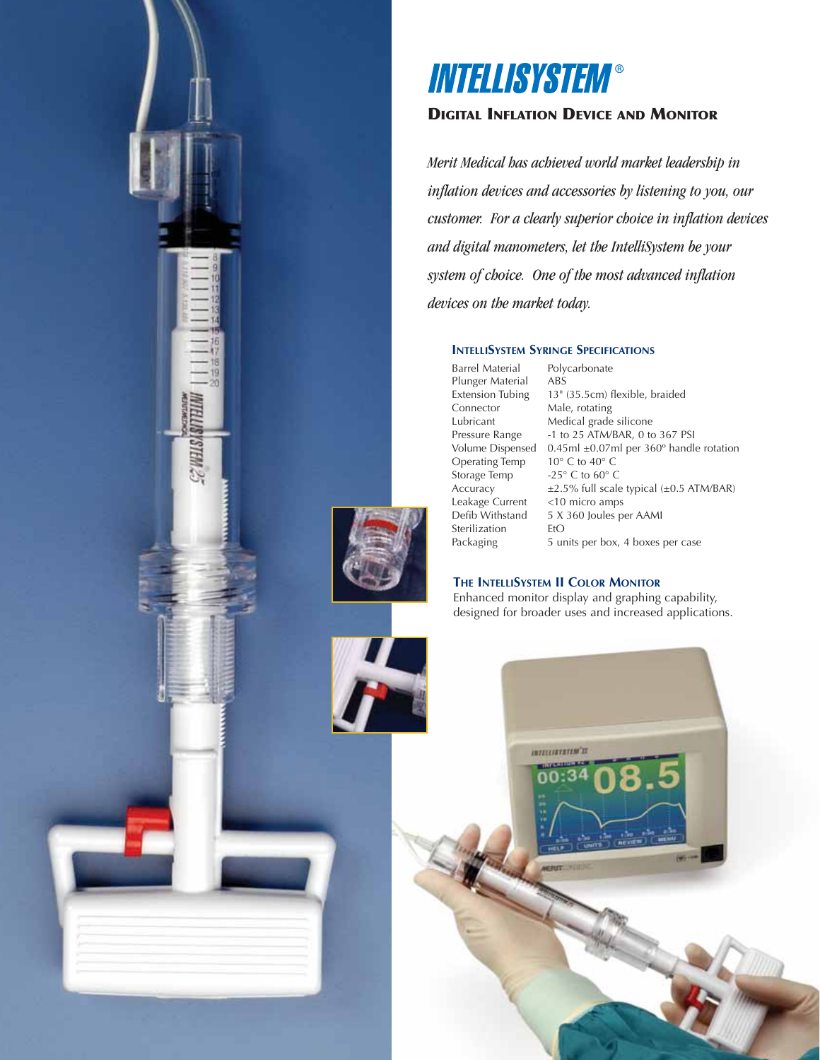# INTELLISYSTEM®

## Digital Inflation Device and Monitor

*Merit Medical has achieved world market leadership in inflation devices and accessories by listening to you, our customer. For a clearly superior choice in inflation devices and digital manometers, let the IntelliSystem be your system of choice. One of the most advanced inflation devices on the market today.*

### IntelliSystem Syringe Specifications

| | |
|---|---|
| Barrel Material | Polycarbonate |
| Plunger Material | ABS |
| Extension Tubing | 13" (35.5cm) flexible, braided |
| Connector | Male, rotating |
| Lubricant | Medical grade silicone |
| Pressure Range | -1 to 25 ATM/BAR, 0 to 367 PSI |
| Volume Dispensed | 0.45ml ±0.07ml per 360º handle rotation |
| Operating Temp | 10° C to 40° C |
| Storage Temp | -25° C to 60° C |
| Accuracy | ±2.5% full scale typical (±0.5 ATM/BAR) |
| Leakage Current | <10 micro amps |
| Defib Withstand | 5 X 360 Joules per AAMI |
| Sterilization | EtO |
| Packaging | 5 units per box, 4 boxes per case |

### The IntelliSystem II Color Monitor

Enhanced monitor display and graphing capability, designed for broader uses and increased applications.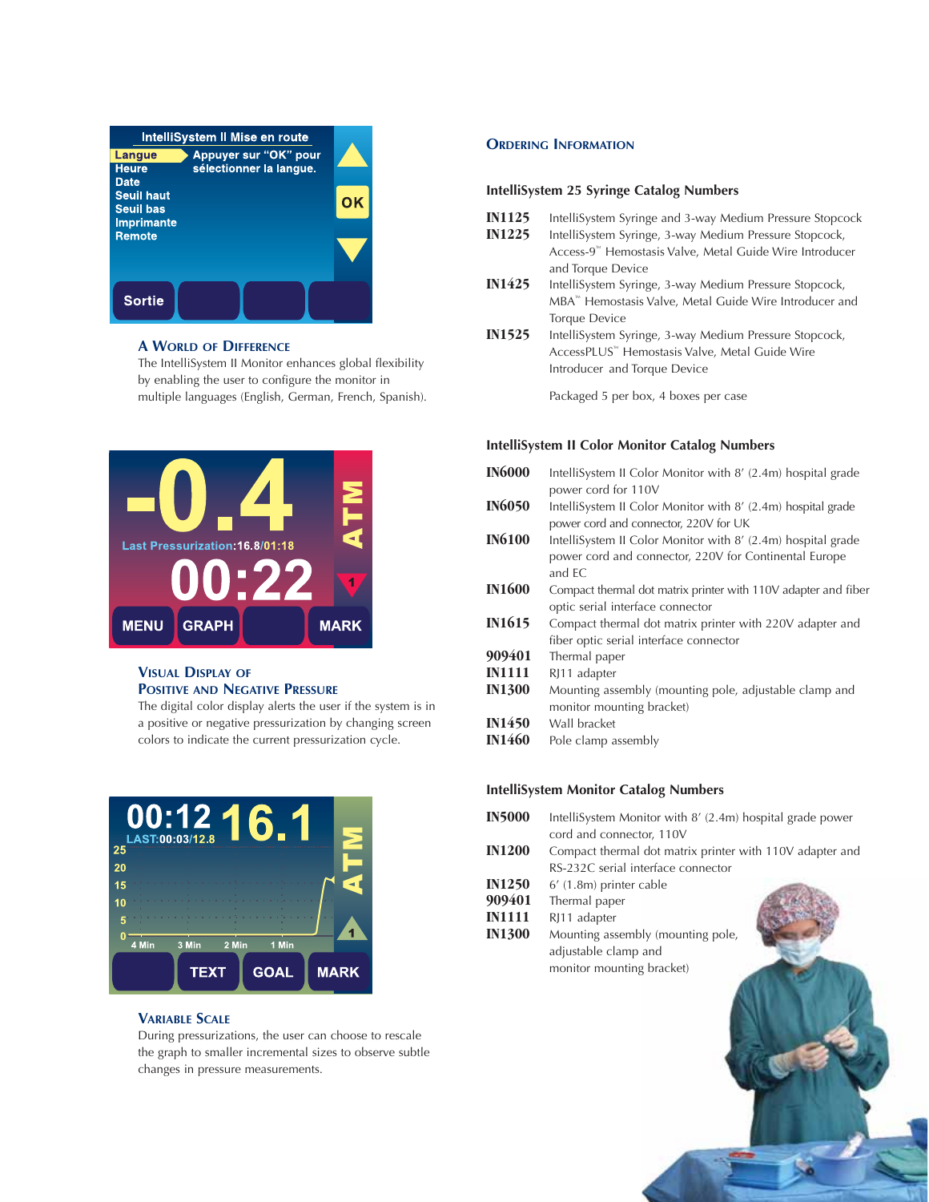### A World of Difference

The IntelliSystem II Monitor enhances global flexibility by enabling the user to configure the monitor in multiple languages (English, German, French, Spanish).

### Visual Display of Positive and Negative Pressure

The digital color display alerts the user if the system is in a positive or negative pressurization by changing screen colors to indicate the current pressurization cycle.

### Variable Scale

During pressurizations, the user can choose to rescale the graph to smaller incremental sizes to observe subtle changes in pressure measurements.

## Ordering Information

### IntelliSystem 25 Syringe Catalog Numbers

| | |
|---|---|
| **IN1125** | IntelliSystem Syringe and 3-way Medium Pressure Stopcock |
| **IN1225** | IntelliSystem Syringe, 3-way Medium Pressure Stopcock, Access-9™ Hemostasis Valve, Metal Guide Wire Introducer and Torque Device |
| **IN1425** | IntelliSystem Syringe, 3-way Medium Pressure Stopcock, MBA™ Hemostasis Valve, Metal Guide Wire Introducer and Torque Device |
| **IN1525** | IntelliSystem Syringe, 3-way Medium Pressure Stopcock, AccessPLUS™ Hemostasis Valve, Metal Guide Wire Introducer and Torque Device |

Packaged 5 per box, 4 boxes per case

### IntelliSystem II Color Monitor Catalog Numbers

| | |
|---|---|
| **IN6000** | IntelliSystem II Color Monitor with 8' (2.4m) hospital grade power cord for 110V |
| **IN6050** | IntelliSystem II Color Monitor with 8' (2.4m) hospital grade power cord and connector, 220V for UK |
| **IN6100** | IntelliSystem II Color Monitor with 8' (2.4m) hospital grade power cord and connector, 220V for Continental Europe and EC |
| **IN1600** | Compact thermal dot matrix printer with 110V adapter and fiber optic serial interface connector |
| **IN1615** | Compact thermal dot matrix printer with 220V adapter and fiber optic serial interface connector |
| **909401** | Thermal paper |
| **IN1111** | RJ11 adapter |
| **IN1300** | Mounting assembly (mounting pole, adjustable clamp and monitor mounting bracket) |
| **IN1450** | Wall bracket |
| **IN1460** | Pole clamp assembly |

### IntelliSystem Monitor Catalog Numbers

| | |
|---|---|
| **IN5000** | IntelliSystem Monitor with 8' (2.4m) hospital grade power cord and connector, 110V |
| **IN1200** | Compact thermal dot matrix printer with 110V adapter and RS-232C serial interface connector |
| **IN1250** | 6' (1.8m) printer cable |
| **909401** | Thermal paper |
| **IN1111** | RJ11 adapter |
| **IN1300** | Mounting assembly (mounting pole, adjustable clamp and monitor mounting bracket) |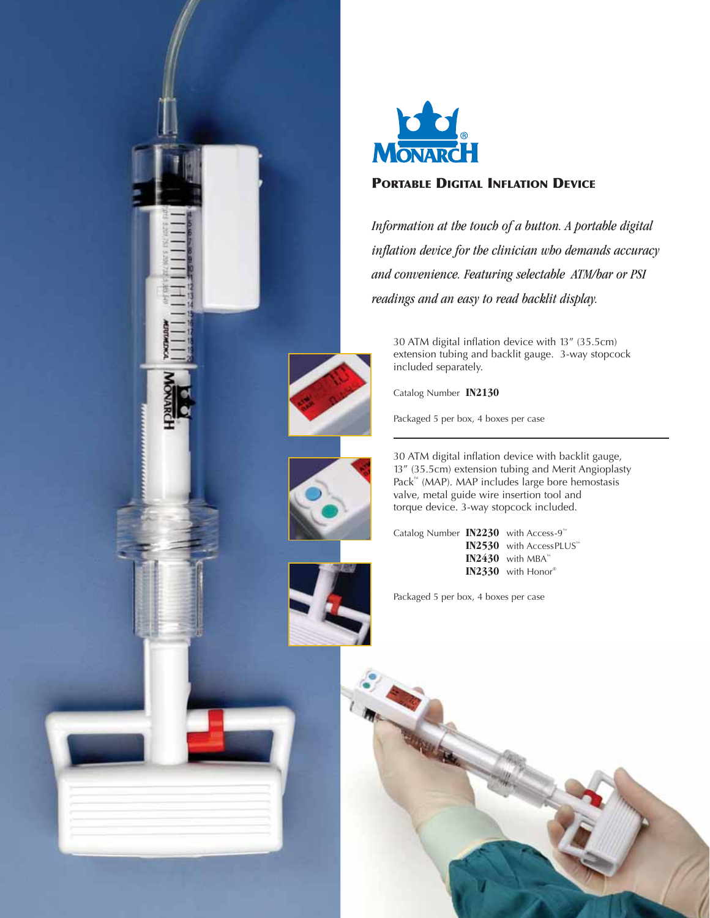# MONARCH®

## Portable Digital Inflation Device

*Information at the touch of a button. A portable digital inflation device for the clinician who demands accuracy and convenience. Featuring selectable ATM/bar or PSI readings and an easy to read backlit display.*

30 ATM digital inflation device with 13" (35.5cm) extension tubing and backlit gauge. 3-way stopcock included separately.

Catalog Number **IN2130**

Packaged 5 per box, 4 boxes per case

---

30 ATM digital inflation device with backlit gauge, 13" (35.5cm) extension tubing and Merit Angioplasty Pack™ (MAP). MAP includes large bore hemostasis valve, metal guide wire insertion tool and torque device. 3-way stopcock included.

Catalog Number **IN2230** with Access-9™
**IN2530** with AccessPLUS™
**IN2430** with MBA™
**IN2330** with Honor®

Packaged 5 per box, 4 boxes per case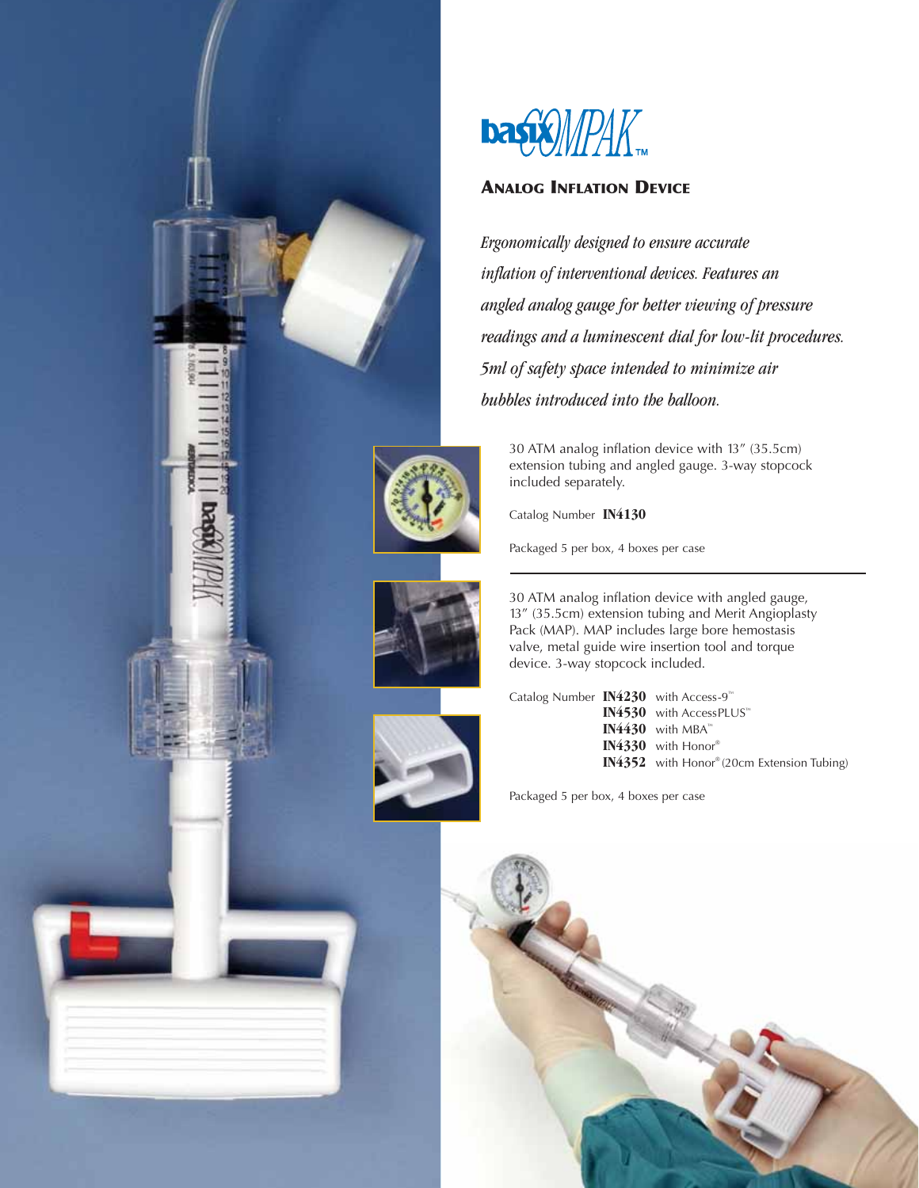# basixCOMPAK™

## Analog Inflation Device

*Ergonomically designed to ensure accurate inflation of interventional devices. Features an angled analog gauge for better viewing of pressure readings and a luminescent dial for low-lit procedures. 5ml of safety space intended to minimize air bubbles introduced into the balloon.*

30 ATM analog inflation device with 13″ (35.5cm) extension tubing and angled gauge. 3-way stopcock included separately.

Catalog Number **IN4130**

Packaged 5 per box, 4 boxes per case

---

30 ATM analog inflation device with angled gauge, 13″ (35.5cm) extension tubing and Merit Angioplasty Pack (MAP). MAP includes large bore hemostasis valve, metal guide wire insertion tool and torque device. 3-way stopcock included.

Catalog Number
- **IN4230** with Access-9™
- **IN4530** with AccessPLUS™
- **IN4430** with MBA™
- **IN4330** with Honor®
- **IN4352** with Honor® (20cm Extension Tubing)

Packaged 5 per box, 4 boxes per case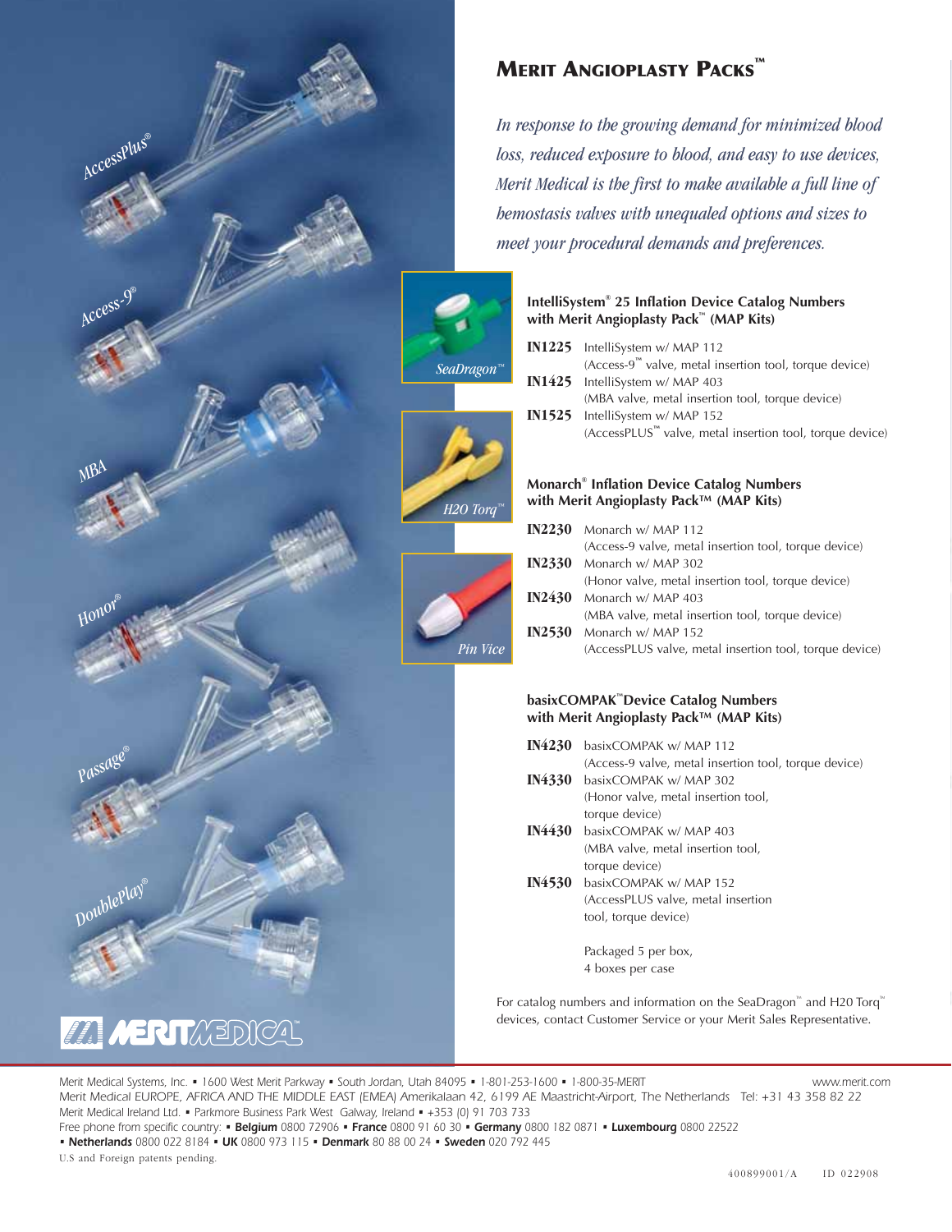# Merit Angioplasty Packs™

*In response to the growing demand for minimized blood loss, reduced exposure to blood, and easy to use devices, Merit Medical is the first to make available a full line of hemostasis valves with unequaled options and sizes to meet your procedural demands and preferences.*

AccessPlus®

Access-9®

MBA

Honor®

Passage®

DoublePlay®

SeaDragon™

H2O Torq™

Pin Vice

### IntelliSystem® 25 Inflation Device Catalog Numbers with Merit Angioplasty Pack™ (MAP Kits)

**IN1225** IntelliSystem w/ MAP 112
(Access-9™ valve, metal insertion tool, torque device)

**IN1425** IntelliSystem w/ MAP 403
(MBA valve, metal insertion tool, torque device)

**IN1525** IntelliSystem w/ MAP 152
(AccessPLUS™ valve, metal insertion tool, torque device)

### Monarch® Inflation Device Catalog Numbers with Merit Angioplasty Pack™ (MAP Kits)

**IN2230** Monarch w/ MAP 112
(Access-9 valve, metal insertion tool, torque device)

**IN2330** Monarch w/ MAP 302
(Honor valve, metal insertion tool, torque device)

**IN2430** Monarch w/ MAP 403
(MBA valve, metal insertion tool, torque device)

**IN2530** Monarch w/ MAP 152
(AccessPLUS valve, metal insertion tool, torque device)

### basixCOMPAK™ Device Catalog Numbers with Merit Angioplasty Pack™ (MAP Kits)

**IN4230** basixCOMPAK w/ MAP 112
(Access-9 valve, metal insertion tool, torque device)

**IN4330** basixCOMPAK w/ MAP 302
(Honor valve, metal insertion tool, torque device)

**IN4430** basixCOMPAK w/ MAP 403
(MBA valve, metal insertion tool, torque device)

**IN4530** basixCOMPAK w/ MAP 152
(AccessPLUS valve, metal insertion tool, torque device)

Packaged 5 per box,
4 boxes per case

For catalog numbers and information on the SeaDragon™ and H20 Torq™ devices, contact Customer Service or your Merit Sales Representative.

MERIT MEDICAL

Merit Medical Systems, Inc. ▪ 1600 West Merit Parkway ▪ South Jordan, Utah 84095 ▪ 1-801-253-1600 ▪ 1-800-35-MERIT www.merit.com

Merit Medical EUROPE, AFRICA AND THE MIDDLE EAST (EMEA) Amerikalaan 42, 6199 AE Maastricht-Airport, The Netherlands Tel: +31 43 358 82 22

Merit Medical Ireland Ltd. ▪ Parkmore Business Park West Galway, Ireland ▪ +353 (0) 91 703 733

Free phone from specific country: ▪ **Belgium** 0800 72906 ▪ **France** 0800 91 60 30 ▪ **Germany** 0800 182 0871 ▪ **Luxembourg** 0800 22522 ▪ **Netherlands** 0800 022 8184 ▪ **UK** 0800 973 115 ▪ **Denmark** 80 88 00 24 ▪ **Sweden** 020 792 445

U.S and Foreign patents pending.

400899001/A ID 022908